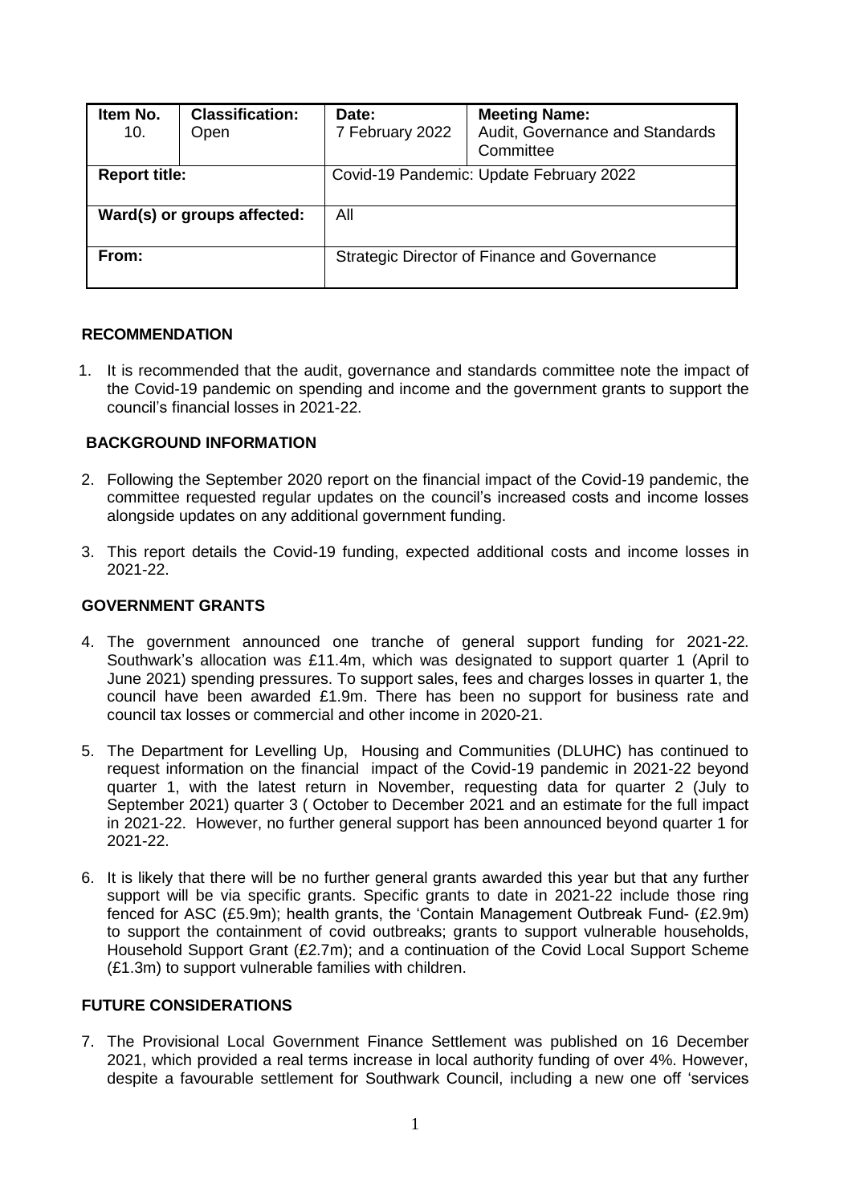| Item No. 10. | Classification: Open | Date: 7 February 2022 | Meeting Name: Audit, Governance and Standards Committee |
|---|---|---|---|
| **Report title:** | | Covid-19 Pandemic: Update February 2022 | |
| **Ward(s) or groups affected:** | | All | |
| **From:** | | Strategic Director of Finance and Governance | |

## RECOMMENDATION

1. It is recommended that the audit, governance and standards committee note the impact of the Covid-19 pandemic on spending and income and the government grants to support the council's financial losses in 2021-22.

## BACKGROUND INFORMATION

2. Following the September 2020 report on the financial impact of the Covid-19 pandemic, the committee requested regular updates on the council's increased costs and income losses alongside updates on any additional government funding.

3. This report details the Covid-19 funding, expected additional costs and income losses in 2021-22.

## GOVERNMENT GRANTS

4. The government announced one tranche of general support funding for 2021-22. Southwark's allocation was £11.4m, which was designated to support quarter 1 (April to June 2021) spending pressures. To support sales, fees and charges losses in quarter 1, the council have been awarded £1.9m. There has been no support for business rate and council tax losses or commercial and other income in 2020-21.

5. The Department for Levelling Up, Housing and Communities (DLUHC) has continued to request information on the financial impact of the Covid-19 pandemic in 2021-22 beyond quarter 1, with the latest return in November, requesting data for quarter 2 (July to September 2021) quarter 3 ( October to December 2021 and an estimate for the full impact in 2021-22. However, no further general support has been announced beyond quarter 1 for 2021-22.

6. It is likely that there will be no further general grants awarded this year but that any further support will be via specific grants. Specific grants to date in 2021-22 include those ring fenced for ASC (£5.9m); health grants, the 'Contain Management Outbreak Fund- (£2.9m) to support the containment of covid outbreaks; grants to support vulnerable households, Household Support Grant (£2.7m); and a continuation of the Covid Local Support Scheme (£1.3m) to support vulnerable families with children.

## FUTURE CONSIDERATIONS

7. The Provisional Local Government Finance Settlement was published on 16 December 2021, which provided a real terms increase in local authority funding of over 4%. However, despite a favourable settlement for Southwark Council, including a new one off 'services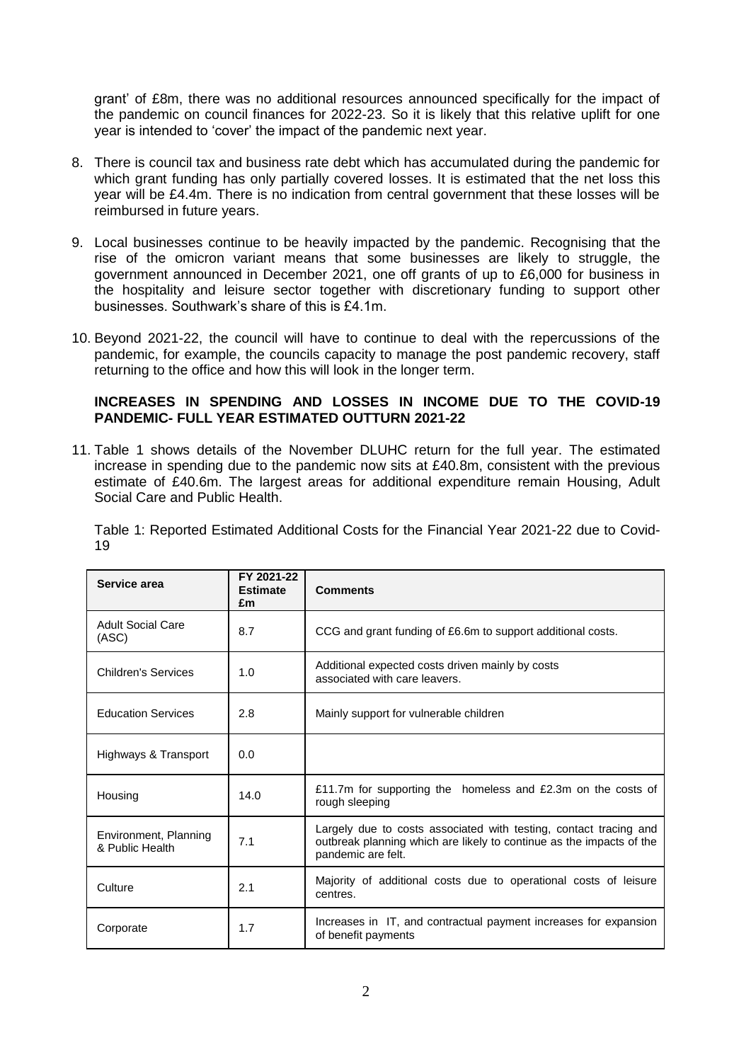grant' of £8m, there was no additional resources announced specifically for the impact of the pandemic on council finances for 2022-23. So it is likely that this relative uplift for one year is intended to 'cover' the impact of the pandemic next year.

8. There is council tax and business rate debt which has accumulated during the pandemic for which grant funding has only partially covered losses. It is estimated that the net loss this year will be £4.4m. There is no indication from central government that these losses will be reimbursed in future years.

9. Local businesses continue to be heavily impacted by the pandemic. Recognising that the rise of the omicron variant means that some businesses are likely to struggle, the government announced in December 2021, one off grants of up to £6,000 for business in the hospitality and leisure sector together with discretionary funding to support other businesses. Southwark's share of this is £4.1m.

10. Beyond 2021-22, the council will have to continue to deal with the repercussions of the pandemic, for example, the councils capacity to manage the post pandemic recovery, staff returning to the office and how this will look in the longer term.

**INCREASES IN SPENDING AND LOSSES IN INCOME DUE TO THE COVID-19 PANDEMIC- FULL YEAR ESTIMATED OUTTURN 2021-22**

11. Table 1 shows details of the November DLUHC return for the full year. The estimated increase in spending due to the pandemic now sits at £40.8m, consistent with the previous estimate of £40.6m. The largest areas for additional expenditure remain Housing, Adult Social Care and Public Health.

Table 1: Reported Estimated Additional Costs for the Financial Year 2021-22 due to Covid-19

| Service area | FY 2021-22 Estimate £m | Comments |
|---|---|---|
| Adult Social Care (ASC) | 8.7 | CCG and grant funding of £6.6m to support additional costs. |
| Children's Services | 1.0 | Additional expected costs driven mainly by costs associated with care leavers. |
| Education Services | 2.8 | Mainly support for vulnerable children |
| Highways & Transport | 0.0 | |
| Housing | 14.0 | £11.7m for supporting the homeless and £2.3m on the costs of rough sleeping |
| Environment, Planning & Public Health | 7.1 | Largely due to costs associated with testing, contact tracing and outbreak planning which are likely to continue as the impacts of the pandemic are felt. |
| Culture | 2.1 | Majority of additional costs due to operational costs of leisure centres. |
| Corporate | 1.7 | Increases in IT, and contractual payment increases for expansion of benefit payments |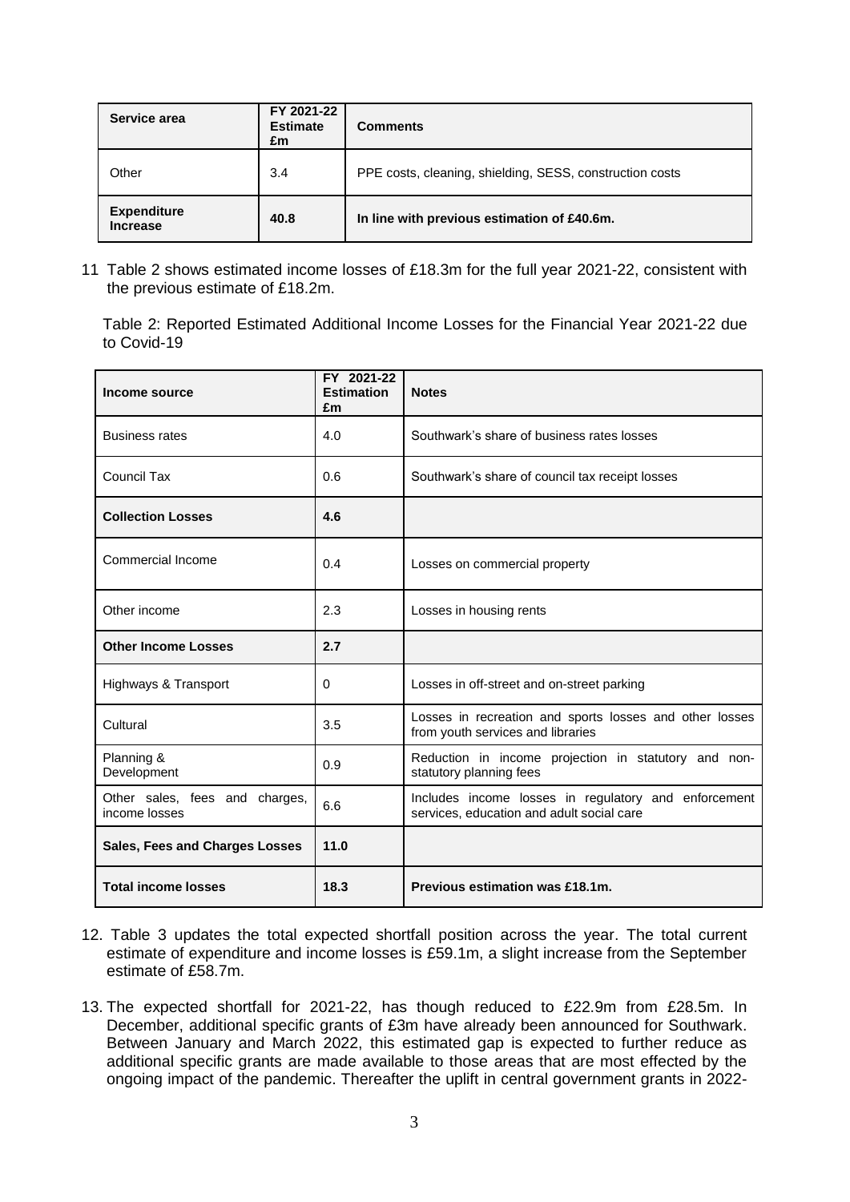| Service area | FY 2021-22 Estimate £m | Comments |
|---|---|---|
| Other | 3.4 | PPE costs, cleaning, shielding, SESS, construction costs |
| **Expenditure Increase** | **40.8** | **In line with previous estimation of £40.6m.** |

11 Table 2 shows estimated income losses of £18.3m for the full year 2021-22, consistent with the previous estimate of £18.2m.

Table 2: Reported Estimated Additional Income Losses for the Financial Year 2021-22 due to Covid-19

| Income source | FY 2021-22 Estimation £m | Notes |
|---|---|---|
| Business rates | 4.0 | Southwark's share of business rates losses |
| Council Tax | 0.6 | Southwark's share of council tax receipt losses |
| **Collection Losses** | **4.6** | |
| Commercial Income | 0.4 | Losses on commercial property |
| Other income | 2.3 | Losses in housing rents |
| **Other Income Losses** | **2.7** | |
| Highways & Transport | 0 | Losses in off-street and on-street parking |
| Cultural | 3.5 | Losses in recreation and sports losses and other losses from youth services and libraries |
| Planning & Development | 0.9 | Reduction in income projection in statutory and non-statutory planning fees |
| Other sales, fees and charges, income losses | 6.6 | Includes income losses in regulatory and enforcement services, education and adult social care |
| **Sales, Fees and Charges Losses** | **11.0** | |
| **Total income losses** | **18.3** | **Previous estimation was £18.1m.** |

12. Table 3 updates the total expected shortfall position across the year. The total current estimate of expenditure and income losses is £59.1m, a slight increase from the September estimate of £58.7m.

13. The expected shortfall for 2021-22, has though reduced to £22.9m from £28.5m. In December, additional specific grants of £3m have already been announced for Southwark. Between January and March 2022, this estimated gap is expected to further reduce as additional specific grants are made available to those areas that are most effected by the ongoing impact of the pandemic. Thereafter the uplift in central government grants in 2022-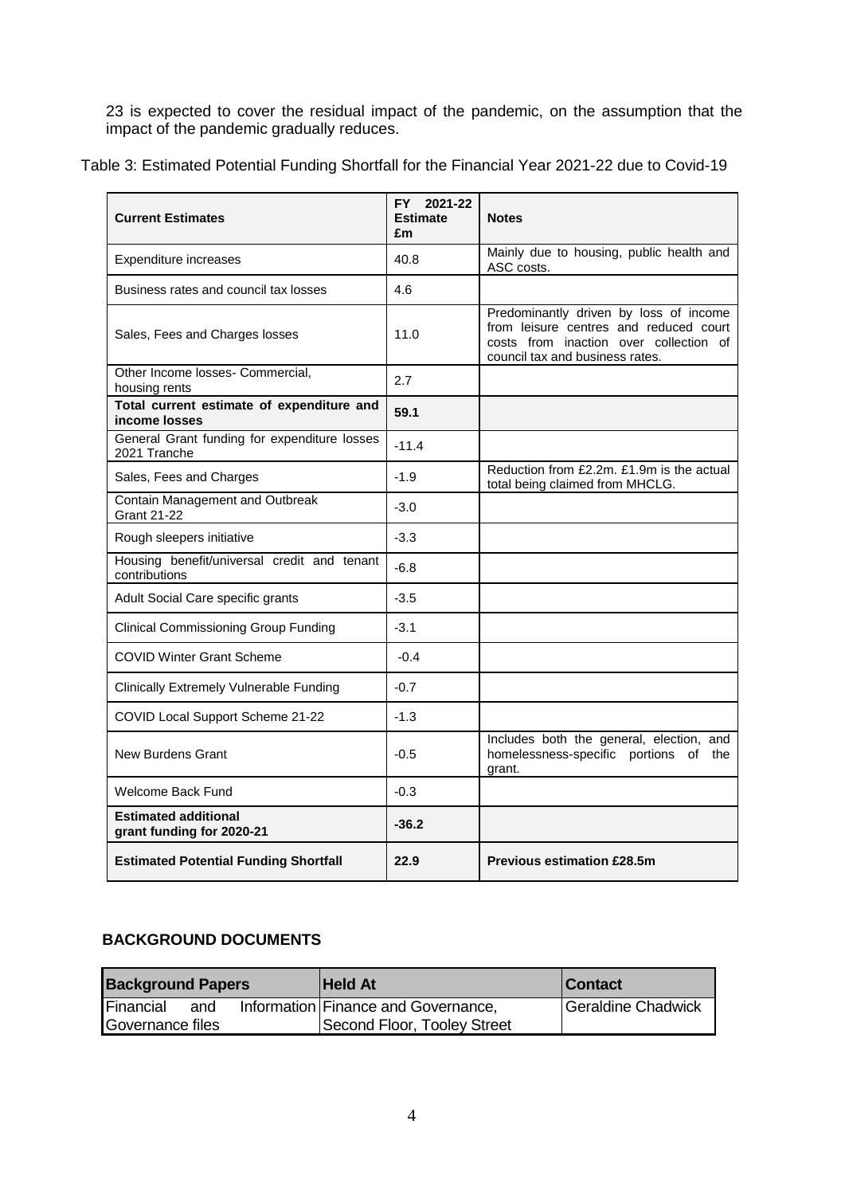23 is expected to cover the residual impact of the pandemic, on the assumption that the impact of the pandemic gradually reduces.

Table 3: Estimated Potential Funding Shortfall for the Financial Year 2021-22 due to Covid-19

| **Current Estimates** | **FY 2021-22 Estimate £m** | **Notes** |
|---|---|---|
| Expenditure increases | 40.8 | Mainly due to housing, public health and ASC costs. |
| Business rates and council tax losses | 4.6 | |
| Sales, Fees and Charges losses | 11.0 | Predominantly driven by loss of income from leisure centres and reduced court costs from inaction over collection of council tax and business rates. |
| Other Income losses- Commercial, housing rents | 2.7 | |
| **Total current estimate of expenditure and income losses** | **59.1** | |
| General Grant funding for expenditure losses 2021 Tranche | -11.4 | |
| Sales, Fees and Charges | -1.9 | Reduction from £2.2m. £1.9m is the actual total being claimed from MHCLG. |
| Contain Management and Outbreak Grant 21-22 | -3.0 | |
| Rough sleepers initiative | -3.3 | |
| Housing benefit/universal credit and tenant contributions | -6.8 | |
| Adult Social Care specific grants | -3.5 | |
| Clinical Commissioning Group Funding | -3.1 | |
| COVID Winter Grant Scheme | -0.4 | |
| Clinically Extremely Vulnerable Funding | -0.7 | |
| COVID Local Support Scheme 21-22 | -1.3 | |
| New Burdens Grant | -0.5 | Includes both the general, election, and homelessness-specific portions of the grant. |
| Welcome Back Fund | -0.3 | |
| **Estimated additional grant funding for 2020-21** | **-36.2** | |
| **Estimated Potential Funding Shortfall** | **22.9** | **Previous estimation £28.5m** |

## BACKGROUND DOCUMENTS

| Background Papers | Held At | Contact |
|---|---|---|
| Financial and Information Governance files | Finance and Governance, Second Floor, Tooley Street | Geraldine Chadwick |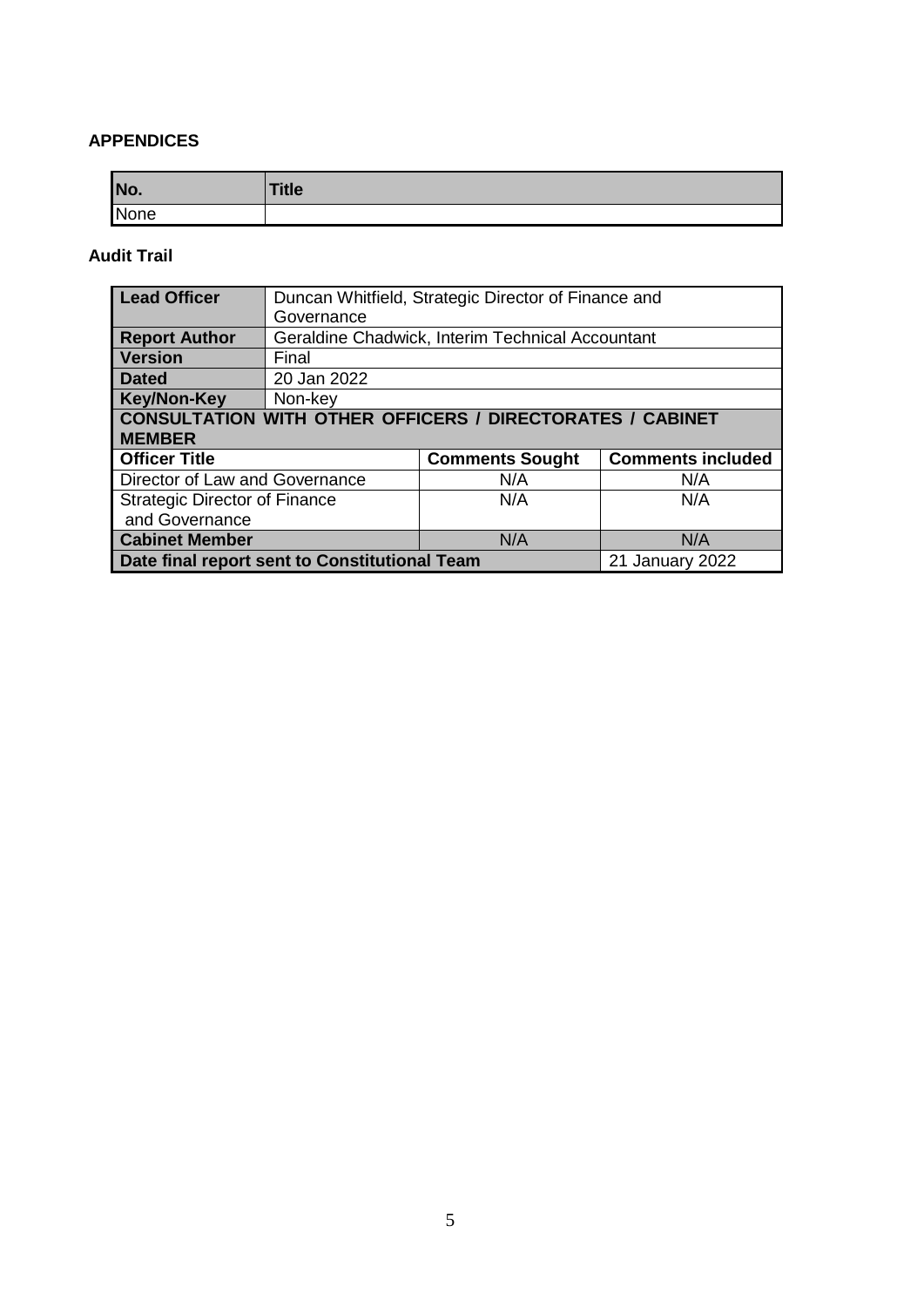**APPENDICES**

| No. | Title |
|---|---|
| None | |

**Audit Trail**

| | | | |
|---|---|---|---|
| **Lead Officer** | Duncan Whitfield, Strategic Director of Finance and Governance | | |
| **Report Author** | Geraldine Chadwick, Interim Technical Accountant | | |
| **Version** | Final | | |
| **Dated** | 20 Jan 2022 | | |
| **Key/Non-Key** | Non-key | | |
| **CONSULTATION WITH OTHER OFFICERS / DIRECTORATES / CABINET MEMBER** | | | |
| **Officer Title** | | **Comments Sought** | **Comments included** |
| Director of Law and Governance | | N/A | N/A |
| Strategic Director of Finance and Governance | | N/A | N/A |
| **Cabinet Member** | | N/A | N/A |
| **Date final report sent to Constitutional Team** | | | 21 January 2022 |